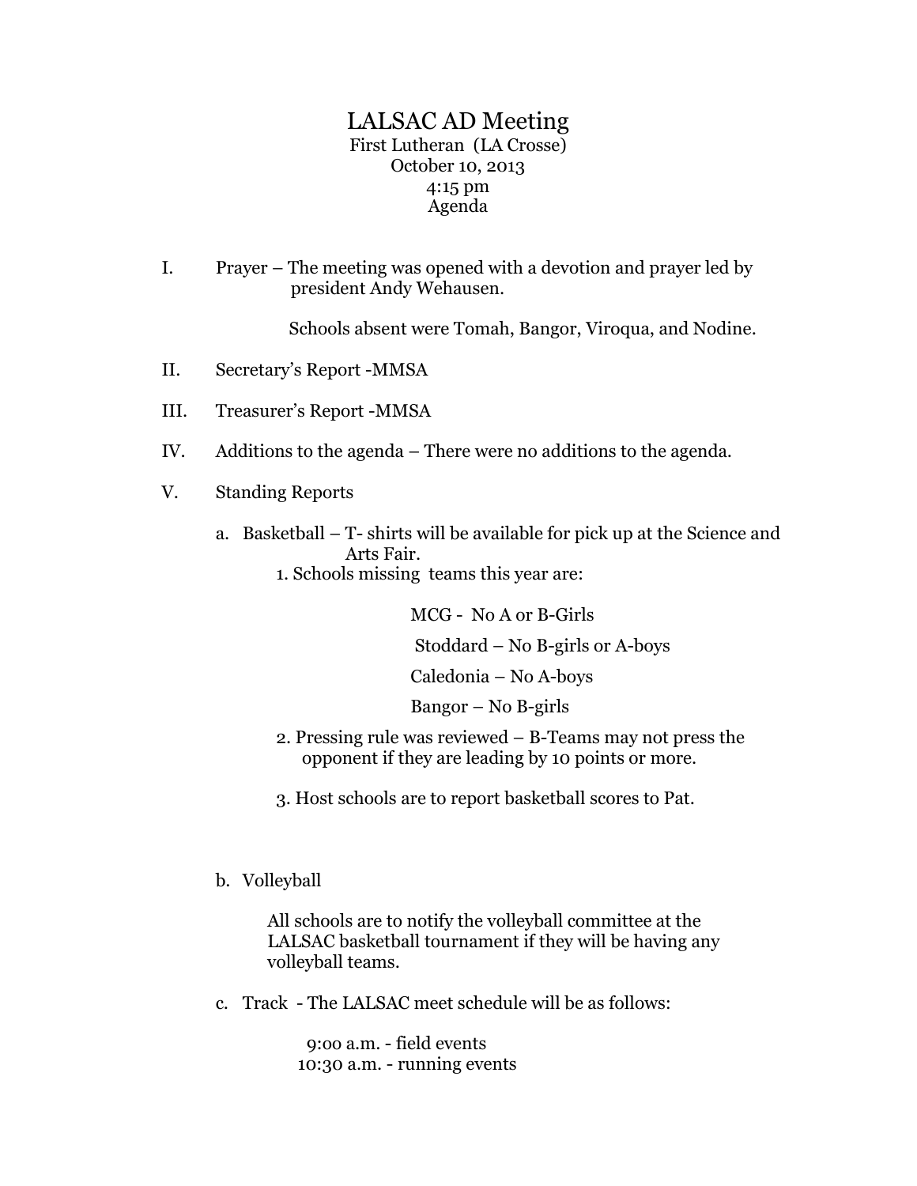# LALSAC AD Meeting

First Lutheran (LA Crosse)
October 10, 2013
4:15 pm
Agenda

I. Prayer – The meeting was opened with a devotion and prayer led by president Andy Wehausen.

   Schools absent were Tomah, Bangor, Viroqua, and Nodine.

II. Secretary's Report -MMSA

III. Treasurer's Report -MMSA

IV. Additions to the agenda – There were no additions to the agenda.

V. Standing Reports

   a. Basketball – T- shirts will be available for pick up at the Science and Arts Fair.

      1. Schools missing teams this year are:

         MCG - No A or B-Girls

         Stoddard – No B-girls or A-boys

         Caledonia – No A-boys

         Bangor – No B-girls

      2. Pressing rule was reviewed – B-Teams may not press the opponent if they are leading by 10 points or more.

      3. Host schools are to report basketball scores to Pat.

   b. Volleyball

      All schools are to notify the volleyball committee at the LALSAC basketball tournament if they will be having any volleyball teams.

   c. Track - The LALSAC meet schedule will be as follows:

      9:00 a.m. - field events
      10:30 a.m. - running events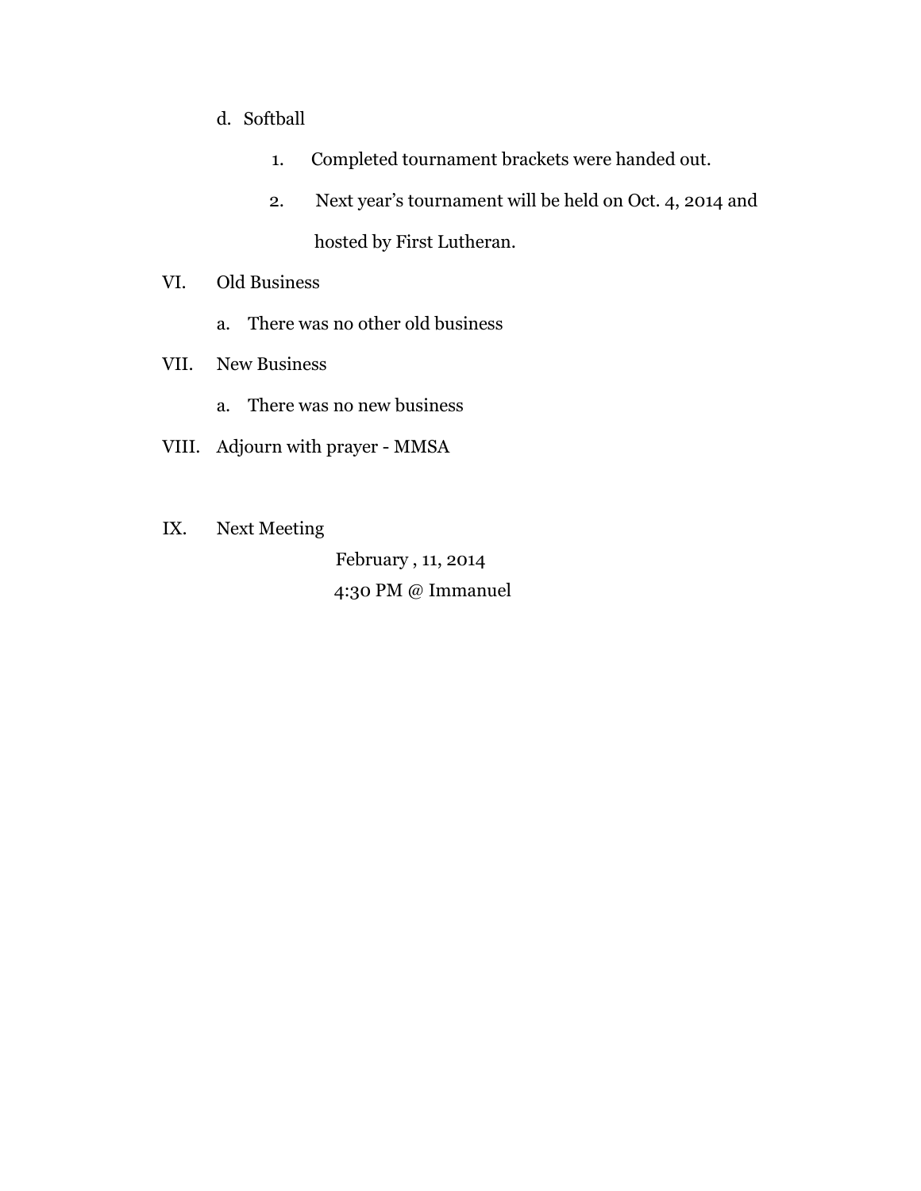d. Softball

1. Completed tournament brackets were handed out.
2. Next year's tournament will be held on Oct. 4, 2014 and hosted by First Lutheran.

VI. Old Business

a. There was no other old business

VII. New Business

a. There was no new business

VIII. Adjourn with prayer - MMSA

IX. Next Meeting

February , 11, 2014
4:30 PM @ Immanuel